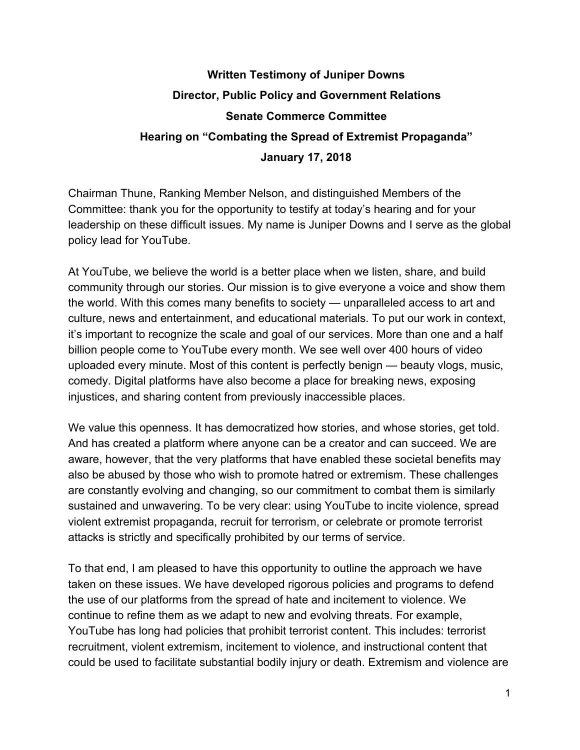**Written Testimony of Juniper Downs**

**Director, Public Policy and Government Relations**

**Senate Commerce Committee**

**Hearing on "Combating the Spread of Extremist Propaganda"**

**January 17, 2018**

Chairman Thune, Ranking Member Nelson, and distinguished Members of the Committee: thank you for the opportunity to testify at today's hearing and for your leadership on these difficult issues. My name is Juniper Downs and I serve as the global policy lead for YouTube.

At YouTube, we believe the world is a better place when we listen, share, and build community through our stories. Our mission is to give everyone a voice and show them the world. With this comes many benefits to society — unparalleled access to art and culture, news and entertainment, and educational materials. To put our work in context, it's important to recognize the scale and goal of our services. More than one and a half billion people come to YouTube every month. We see well over 400 hours of video uploaded every minute. Most of this content is perfectly benign — beauty vlogs, music, comedy. Digital platforms have also become a place for breaking news, exposing injustices, and sharing content from previously inaccessible places.

We value this openness. It has democratized how stories, and whose stories, get told. And has created a platform where anyone can be a creator and can succeed. We are aware, however, that the very platforms that have enabled these societal benefits may also be abused by those who wish to promote hatred or extremism. These challenges are constantly evolving and changing, so our commitment to combat them is similarly sustained and unwavering. To be very clear: using YouTube to incite violence, spread violent extremist propaganda, recruit for terrorism, or celebrate or promote terrorist attacks is strictly and specifically prohibited by our terms of service.

To that end, I am pleased to have this opportunity to outline the approach we have taken on these issues. We have developed rigorous policies and programs to defend the use of our platforms from the spread of hate and incitement to violence. We continue to refine them as we adapt to new and evolving threats. For example, YouTube has long had policies that prohibit terrorist content. This includes: terrorist recruitment, violent extremism, incitement to violence, and instructional content that could be used to facilitate substantial bodily injury or death. Extremism and violence are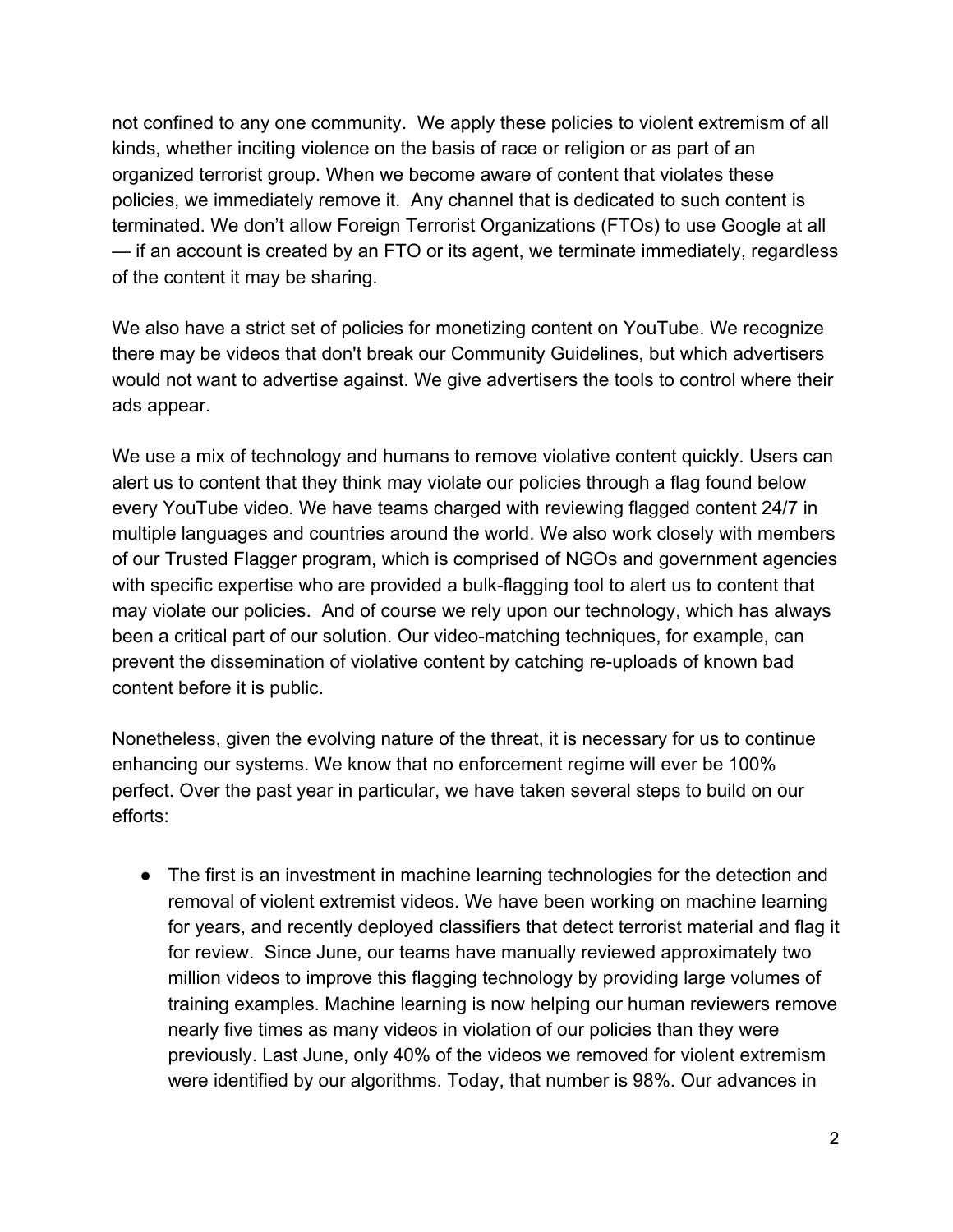not confined to any one community. We apply these policies to violent extremism of all kinds, whether inciting violence on the basis of race or religion or as part of an organized terrorist group. When we become aware of content that violates these policies, we immediately remove it. Any channel that is dedicated to such content is terminated. We don't allow Foreign Terrorist Organizations (FTOs) to use Google at all — if an account is created by an FTO or its agent, we terminate immediately, regardless of the content it may be sharing.

We also have a strict set of policies for monetizing content on YouTube. We recognize there may be videos that don't break our Community Guidelines, but which advertisers would not want to advertise against. We give advertisers the tools to control where their ads appear.

We use a mix of technology and humans to remove violative content quickly. Users can alert us to content that they think may violate our policies through a flag found below every YouTube video. We have teams charged with reviewing flagged content 24/7 in multiple languages and countries around the world. We also work closely with members of our Trusted Flagger program, which is comprised of NGOs and government agencies with specific expertise who are provided a bulk-flagging tool to alert us to content that may violate our policies. And of course we rely upon our technology, which has always been a critical part of our solution. Our video-matching techniques, for example, can prevent the dissemination of violative content by catching re-uploads of known bad content before it is public.

Nonetheless, given the evolving nature of the threat, it is necessary for us to continue enhancing our systems. We know that no enforcement regime will ever be 100% perfect. Over the past year in particular, we have taken several steps to build on our efforts:

- The first is an investment in machine learning technologies for the detection and removal of violent extremist videos. We have been working on machine learning for years, and recently deployed classifiers that detect terrorist material and flag it for review. Since June, our teams have manually reviewed approximately two million videos to improve this flagging technology by providing large volumes of training examples. Machine learning is now helping our human reviewers remove nearly five times as many videos in violation of our policies than they were previously. Last June, only 40% of the videos we removed for violent extremism were identified by our algorithms. Today, that number is 98%. Our advances in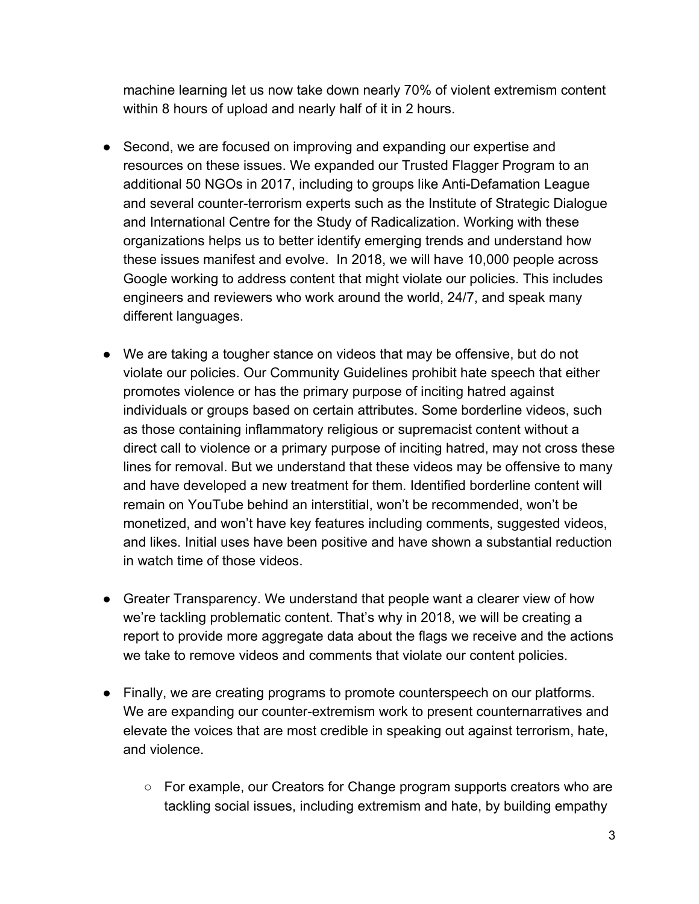machine learning let us now take down nearly 70% of violent extremism content within 8 hours of upload and nearly half of it in 2 hours.

- Second, we are focused on improving and expanding our expertise and resources on these issues. We expanded our Trusted Flagger Program to an additional 50 NGOs in 2017, including to groups like Anti-Defamation League and several counter-terrorism experts such as the Institute of Strategic Dialogue and International Centre for the Study of Radicalization. Working with these organizations helps us to better identify emerging trends and understand how these issues manifest and evolve. In 2018, we will have 10,000 people across Google working to address content that might violate our policies. This includes engineers and reviewers who work around the world, 24/7, and speak many different languages.

- We are taking a tougher stance on videos that may be offensive, but do not violate our policies. Our Community Guidelines prohibit hate speech that either promotes violence or has the primary purpose of inciting hatred against individuals or groups based on certain attributes. Some borderline videos, such as those containing inflammatory religious or supremacist content without a direct call to violence or a primary purpose of inciting hatred, may not cross these lines for removal. But we understand that these videos may be offensive to many and have developed a new treatment for them. Identified borderline content will remain on YouTube behind an interstitial, won't be recommended, won't be monetized, and won't have key features including comments, suggested videos, and likes. Initial uses have been positive and have shown a substantial reduction in watch time of those videos.

- Greater Transparency. We understand that people want a clearer view of how we're tackling problematic content. That's why in 2018, we will be creating a report to provide more aggregate data about the flags we receive and the actions we take to remove videos and comments that violate our content policies.

- Finally, we are creating programs to promote counterspeech on our platforms. We are expanding our counter-extremism work to present counternarratives and elevate the voices that are most credible in speaking out against terrorism, hate, and violence.

    - For example, our Creators for Change program supports creators who are tackling social issues, including extremism and hate, by building empathy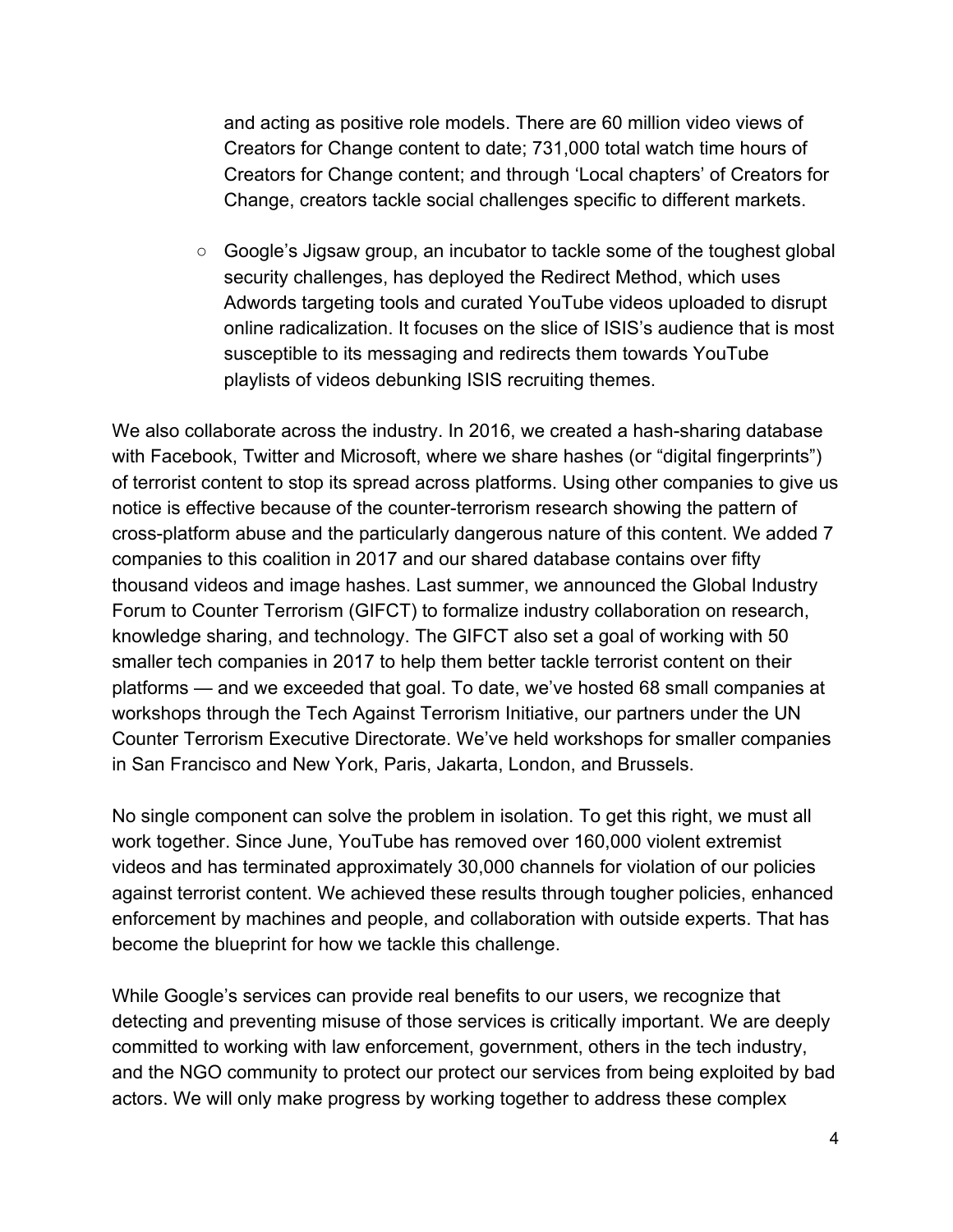and acting as positive role models. There are 60 million video views of Creators for Change content to date; 731,000 total watch time hours of Creators for Change content; and through 'Local chapters' of Creators for Change, creators tackle social challenges specific to different markets.

    - Google's Jigsaw group, an incubator to tackle some of the toughest global security challenges, has deployed the Redirect Method, which uses Adwords targeting tools and curated YouTube videos uploaded to disrupt online radicalization. It focuses on the slice of ISIS's audience that is most susceptible to its messaging and redirects them towards YouTube playlists of videos debunking ISIS recruiting themes.

We also collaborate across the industry. In 2016, we created a hash-sharing database with Facebook, Twitter and Microsoft, where we share hashes (or "digital fingerprints") of terrorist content to stop its spread across platforms. Using other companies to give us notice is effective because of the counter-terrorism research showing the pattern of cross-platform abuse and the particularly dangerous nature of this content. We added 7 companies to this coalition in 2017 and our shared database contains over fifty thousand videos and image hashes. Last summer, we announced the Global Industry Forum to Counter Terrorism (GIFCT) to formalize industry collaboration on research, knowledge sharing, and technology. The GIFCT also set a goal of working with 50 smaller tech companies in 2017 to help them better tackle terrorist content on their platforms — and we exceeded that goal. To date, we've hosted 68 small companies at workshops through the Tech Against Terrorism Initiative, our partners under the UN Counter Terrorism Executive Directorate. We've held workshops for smaller companies in San Francisco and New York, Paris, Jakarta, London, and Brussels.

No single component can solve the problem in isolation. To get this right, we must all work together. Since June, YouTube has removed over 160,000 violent extremist videos and has terminated approximately 30,000 channels for violation of our policies against terrorist content. We achieved these results through tougher policies, enhanced enforcement by machines and people, and collaboration with outside experts. That has become the blueprint for how we tackle this challenge.

While Google's services can provide real benefits to our users, we recognize that detecting and preventing misuse of those services is critically important. We are deeply committed to working with law enforcement, government, others in the tech industry, and the NGO community to protect our protect our services from being exploited by bad actors. We will only make progress by working together to address these complex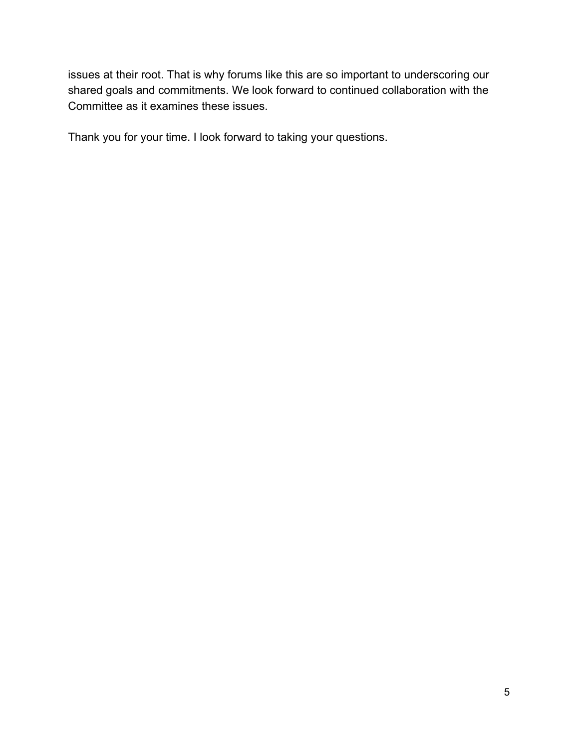issues at their root. That is why forums like this are so important to underscoring our shared goals and commitments. We look forward to continued collaboration with the Committee as it examines these issues.

Thank you for your time. I look forward to taking your questions.